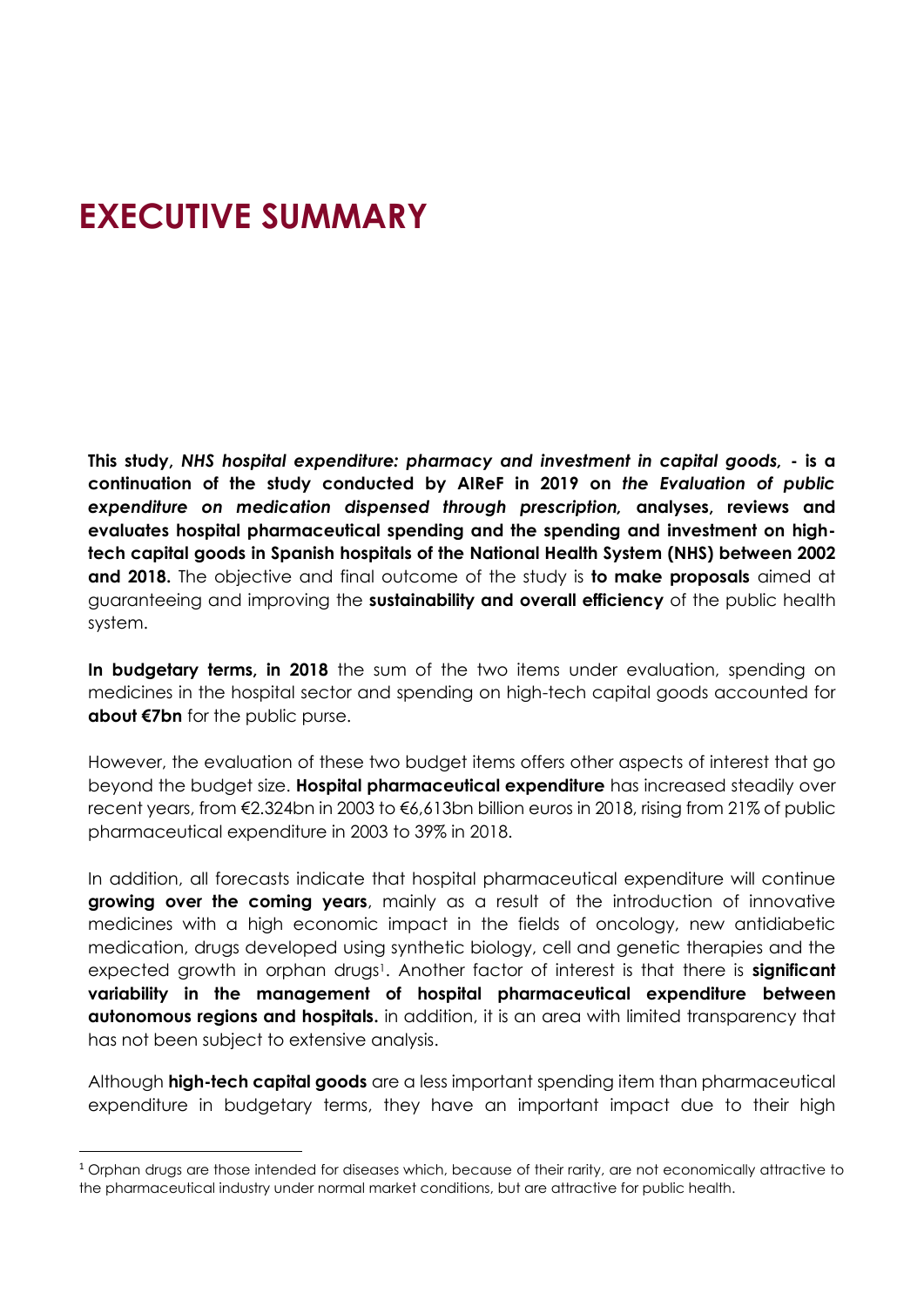# EXECUTIVE SUMMARY

**This study, *NHS hospital expenditure: pharmacy and investment in capital goods,* - is a continuation of the study conducted by AIReF in 2019 on *the Evaluation of public expenditure on medication dispensed through prescription,* analyses, reviews and evaluates hospital pharmaceutical spending and the spending and investment on high-tech capital goods in Spanish hospitals of the National Health System (NHS) between 2002 and 2018.** The objective and final outcome of the study is **to make proposals** aimed at guaranteeing and improving the **sustainability and overall efficiency** of the public health system.

**In budgetary terms, in 2018** the sum of the two items under evaluation, spending on medicines in the hospital sector and spending on high-tech capital goods accounted for **about €7bn** for the public purse.

However, the evaluation of these two budget items offers other aspects of interest that go beyond the budget size. **Hospital pharmaceutical expenditure** has increased steadily over recent years, from €2.324bn in 2003 to €6,613bn billion euros in 2018, rising from 21% of public pharmaceutical expenditure in 2003 to 39% in 2018.

In addition, all forecasts indicate that hospital pharmaceutical expenditure will continue **growing over the coming years**, mainly as a result of the introduction of innovative medicines with a high economic impact in the fields of oncology, new antidiabetic medication, drugs developed using synthetic biology, cell and genetic therapies and the expected growth in orphan drugs[1]. Another factor of interest is that there is **significant variability in the management of hospital pharmaceutical expenditure between autonomous regions and hospitals.** in addition, it is an area with limited transparency that has not been subject to extensive analysis.

Although **high-tech capital goods** are a less important spending item than pharmaceutical expenditure in budgetary terms, they have an important impact due to their high

[1] Orphan drugs are those intended for diseases which, because of their rarity, are not economically attractive to the pharmaceutical industry under normal market conditions, but are attractive for public health.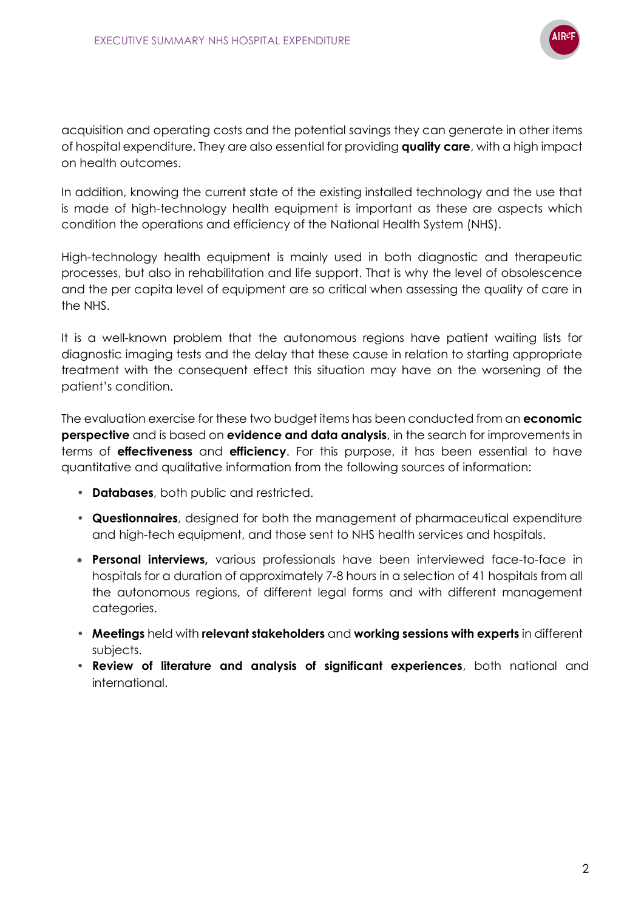acquisition and operating costs and the potential savings they can generate in other items of hospital expenditure. They are also essential for providing **quality care**, with a high impact on health outcomes.

In addition, knowing the current state of the existing installed technology and the use that is made of high-technology health equipment is important as these are aspects which condition the operations and efficiency of the National Health System (NHS).

High-technology health equipment is mainly used in both diagnostic and therapeutic processes, but also in rehabilitation and life support. That is why the level of obsolescence and the per capita level of equipment are so critical when assessing the quality of care in the NHS.

It is a well-known problem that the autonomous regions have patient waiting lists for diagnostic imaging tests and the delay that these cause in relation to starting appropriate treatment with the consequent effect this situation may have on the worsening of the patient's condition.

The evaluation exercise for these two budget items has been conducted from an **economic perspective** and is based on **evidence and data analysis**, in the search for improvements in terms of **effectiveness** and **efficiency**. For this purpose, it has been essential to have quantitative and qualitative information from the following sources of information:

- **Databases**, both public and restricted.
- **Questionnaires**, designed for both the management of pharmaceutical expenditure and high-tech equipment, and those sent to NHS health services and hospitals.
- **Personal interviews,** various professionals have been interviewed face-to-face in hospitals for a duration of approximately 7-8 hours in a selection of 41 hospitals from all the autonomous regions, of different legal forms and with different management categories.
- **Meetings** held with **relevant stakeholders** and **working sessions with experts** in different subjects.
- **Review of literature and analysis of significant experiences**, both national and international.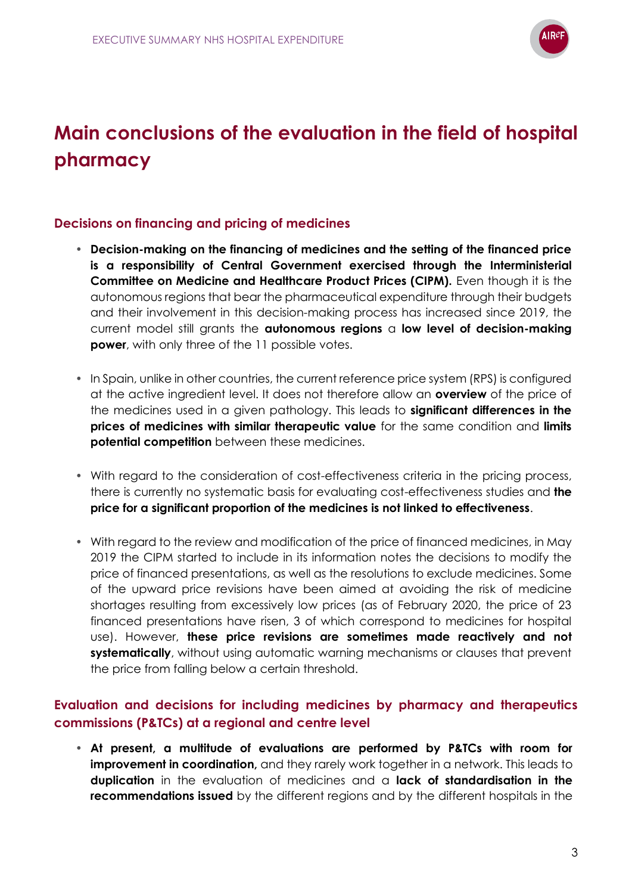# Main conclusions of the evaluation in the field of hospital pharmacy

## Decisions on financing and pricing of medicines

- **Decision-making on the financing of medicines and the setting of the financed price is a responsibility of Central Government exercised through the Interministerial Committee on Medicine and Healthcare Product Prices (CIPM).** Even though it is the autonomous regions that bear the pharmaceutical expenditure through their budgets and their involvement in this decision-making process has increased since 2019, the current model still grants the **autonomous regions** a **low level of decision-making power**, with only three of the 11 possible votes.

- In Spain, unlike in other countries, the current reference price system (RPS) is configured at the active ingredient level. It does not therefore allow an **overview** of the price of the medicines used in a given pathology. This leads to **significant differences in the prices of medicines with similar therapeutic value** for the same condition and **limits potential competition** between these medicines.

- With regard to the consideration of cost-effectiveness criteria in the pricing process, there is currently no systematic basis for evaluating cost-effectiveness studies and **the price for a significant proportion of the medicines is not linked to effectiveness**.

- With regard to the review and modification of the price of financed medicines, in May 2019 the CIPM started to include in its information notes the decisions to modify the price of financed presentations, as well as the resolutions to exclude medicines. Some of the upward price revisions have been aimed at avoiding the risk of medicine shortages resulting from excessively low prices (as of February 2020, the price of 23 financed presentations have risen, 3 of which correspond to medicines for hospital use). However, **these price revisions are sometimes made reactively and not systematically**, without using automatic warning mechanisms or clauses that prevent the price from falling below a certain threshold.

## Evaluation and decisions for including medicines by pharmacy and therapeutics commissions (P&TCs) at a regional and centre level

- **At present, a multitude of evaluations are performed by P&TCs with room for improvement in coordination,** and they rarely work together in a network. This leads to **duplication** in the evaluation of medicines and a **lack of standardisation in the recommendations issued** by the different regions and by the different hospitals in the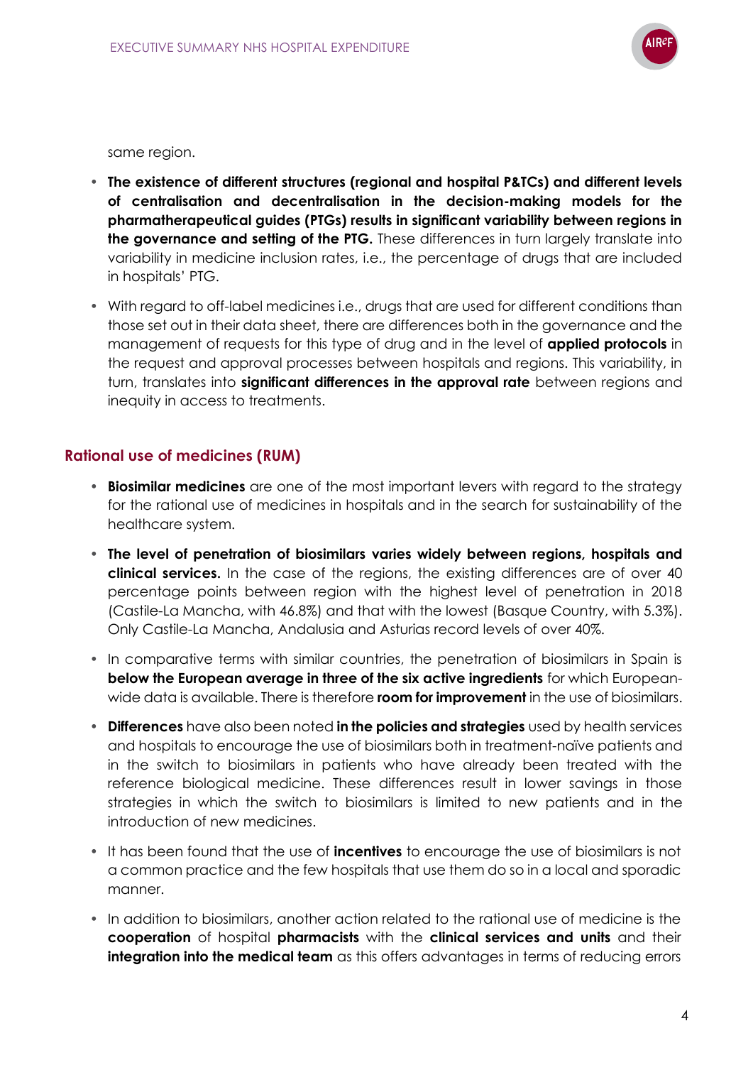same region.

- **The existence of different structures (regional and hospital P&TCs) and different levels of centralisation and decentralisation in the decision-making models for the pharmatherapeutical guides (PTGs) results in significant variability between regions in the governance and setting of the PTG.** These differences in turn largely translate into variability in medicine inclusion rates, i.e., the percentage of drugs that are included in hospitals' PTG.
- With regard to off-label medicines i.e., drugs that are used for different conditions than those set out in their data sheet, there are differences both in the governance and the management of requests for this type of drug and in the level of **applied protocols** in the request and approval processes between hospitals and regions. This variability, in turn, translates into **significant differences in the approval rate** between regions and inequity in access to treatments.

## Rational use of medicines (RUM)

- **Biosimilar medicines** are one of the most important levers with regard to the strategy for the rational use of medicines in hospitals and in the search for sustainability of the healthcare system.
- **The level of penetration of biosimilars varies widely between regions, hospitals and clinical services.** In the case of the regions, the existing differences are of over 40 percentage points between region with the highest level of penetration in 2018 (Castile-La Mancha, with 46.8%) and that with the lowest (Basque Country, with 5.3%). Only Castile-La Mancha, Andalusia and Asturias record levels of over 40%.
- In comparative terms with similar countries, the penetration of biosimilars in Spain is **below the European average in three of the six active ingredients** for which European-wide data is available. There is therefore **room for improvement** in the use of biosimilars.
- **Differences** have also been noted **in the policies and strategies** used by health services and hospitals to encourage the use of biosimilars both in treatment-naïve patients and in the switch to biosimilars in patients who have already been treated with the reference biological medicine. These differences result in lower savings in those strategies in which the switch to biosimilars is limited to new patients and in the introduction of new medicines.
- It has been found that the use of **incentives** to encourage the use of biosimilars is not a common practice and the few hospitals that use them do so in a local and sporadic manner.
- In addition to biosimilars, another action related to the rational use of medicine is the **cooperation** of hospital **pharmacists** with the **clinical services and units** and their **integration into the medical team** as this offers advantages in terms of reducing errors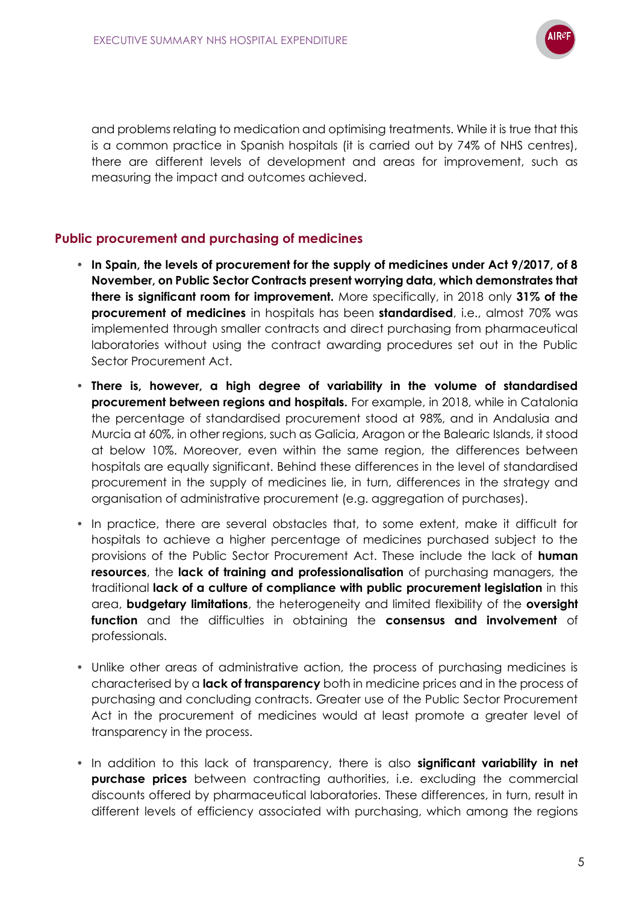and problems relating to medication and optimising treatments. While it is true that this is a common practice in Spanish hospitals (it is carried out by 74% of NHS centres), there are different levels of development and areas for improvement, such as measuring the impact and outcomes achieved.

## Public procurement and purchasing of medicines

- **In Spain, the levels of procurement for the supply of medicines under Act 9/2017, of 8 November, on Public Sector Contracts present worrying data, which demonstrates that there is significant room for improvement.** More specifically, in 2018 only **31% of the procurement of medicines** in hospitals has been **standardised**, i.e., almost 70% was implemented through smaller contracts and direct purchasing from pharmaceutical laboratories without using the contract awarding procedures set out in the Public Sector Procurement Act.
- **There is, however, a high degree of variability in the volume of standardised procurement between regions and hospitals.** For example, in 2018, while in Catalonia the percentage of standardised procurement stood at 98%, and in Andalusia and Murcia at 60%, in other regions, such as Galicia, Aragon or the Balearic Islands, it stood at below 10%. Moreover, even within the same region, the differences between hospitals are equally significant. Behind these differences in the level of standardised procurement in the supply of medicines lie, in turn, differences in the strategy and organisation of administrative procurement (e.g. aggregation of purchases).
- In practice, there are several obstacles that, to some extent, make it difficult for hospitals to achieve a higher percentage of medicines purchased subject to the provisions of the Public Sector Procurement Act. These include the lack of **human resources**, the **lack of training and professionalisation** of purchasing managers, the traditional **lack of a culture of compliance with public procurement legislation** in this area, **budgetary limitations**, the heterogeneity and limited flexibility of the **oversight function** and the difficulties in obtaining the **consensus and involvement** of professionals.
- Unlike other areas of administrative action, the process of purchasing medicines is characterised by a **lack of transparency** both in medicine prices and in the process of purchasing and concluding contracts. Greater use of the Public Sector Procurement Act in the procurement of medicines would at least promote a greater level of transparency in the process.
- In addition to this lack of transparency, there is also **significant variability in net purchase prices** between contracting authorities, i.e. excluding the commercial discounts offered by pharmaceutical laboratories. These differences, in turn, result in different levels of efficiency associated with purchasing, which among the regions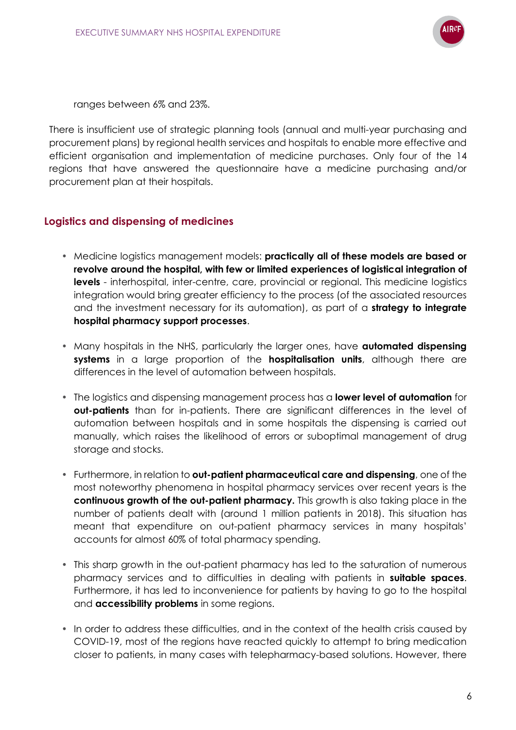ranges between 6% and 23%.

There is insufficient use of strategic planning tools (annual and multi-year purchasing and procurement plans) by regional health services and hospitals to enable more effective and efficient organisation and implementation of medicine purchases. Only four of the 14 regions that have answered the questionnaire have a medicine purchasing and/or procurement plan at their hospitals.

## Logistics and dispensing of medicines

- Medicine logistics management models: **practically all of these models are based or revolve around the hospital, with few or limited experiences of logistical integration of levels** - interhospital, inter-centre, care, provincial or regional. This medicine logistics integration would bring greater efficiency to the process (of the associated resources and the investment necessary for its automation), as part of a **strategy to integrate hospital pharmacy support processes**.

- Many hospitals in the NHS, particularly the larger ones, have **automated dispensing systems** in a large proportion of the **hospitalisation units**, although there are differences in the level of automation between hospitals.

- The logistics and dispensing management process has a **lower level of automation** for **out-patients** than for in-patients. There are significant differences in the level of automation between hospitals and in some hospitals the dispensing is carried out manually, which raises the likelihood of errors or suboptimal management of drug storage and stocks.

- Furthermore, in relation to **out-patient pharmaceutical care and dispensing**, one of the most noteworthy phenomena in hospital pharmacy services over recent years is the **continuous growth of the out-patient pharmacy.** This growth is also taking place in the number of patients dealt with (around 1 million patients in 2018). This situation has meant that expenditure on out-patient pharmacy services in many hospitals' accounts for almost 60% of total pharmacy spending.

- This sharp growth in the out-patient pharmacy has led to the saturation of numerous pharmacy services and to difficulties in dealing with patients in **suitable spaces**. Furthermore, it has led to inconvenience for patients by having to go to the hospital and **accessibility problems** in some regions.

- In order to address these difficulties, and in the context of the health crisis caused by COVID-19, most of the regions have reacted quickly to attempt to bring medication closer to patients, in many cases with telepharmacy-based solutions. However, there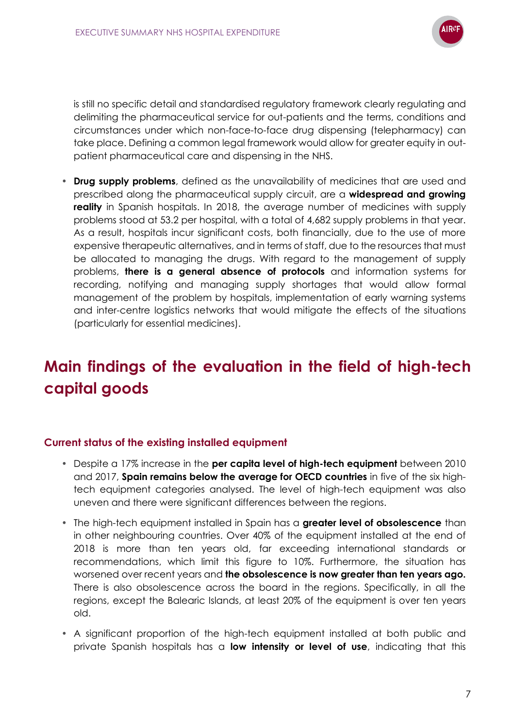is still no specific detail and standardised regulatory framework clearly regulating and delimiting the pharmaceutical service for out-patients and the terms, conditions and circumstances under which non-face-to-face drug dispensing (telepharmacy) can take place. Defining a common legal framework would allow for greater equity in out-patient pharmaceutical care and dispensing in the NHS.

- **Drug supply problems**, defined as the unavailability of medicines that are used and prescribed along the pharmaceutical supply circuit, are a **widespread and growing reality** in Spanish hospitals. In 2018, the average number of medicines with supply problems stood at 53.2 per hospital, with a total of 4,682 supply problems in that year. As a result, hospitals incur significant costs, both financially, due to the use of more expensive therapeutic alternatives, and in terms of staff, due to the resources that must be allocated to managing the drugs. With regard to the management of supply problems, **there is a general absence of protocols** and information systems for recording, notifying and managing supply shortages that would allow formal management of the problem by hospitals, implementation of early warning systems and inter-centre logistics networks that would mitigate the effects of the situations (particularly for essential medicines).

## Main findings of the evaluation in the field of high-tech capital goods

### Current status of the existing installed equipment

- Despite a 17% increase in the **per capita level of high-tech equipment** between 2010 and 2017, **Spain remains below the average for OECD countries** in five of the six high-tech equipment categories analysed. The level of high-tech equipment was also uneven and there were significant differences between the regions.
- The high-tech equipment installed in Spain has a **greater level of obsolescence** than in other neighbouring countries. Over 40% of the equipment installed at the end of 2018 is more than ten years old, far exceeding international standards or recommendations, which limit this figure to 10%. Furthermore, the situation has worsened over recent years and **the obsolescence is now greater than ten years ago.** There is also obsolescence across the board in the regions. Specifically, in all the regions, except the Balearic Islands, at least 20% of the equipment is over ten years old.
- A significant proportion of the high-tech equipment installed at both public and private Spanish hospitals has a **low intensity or level of use**, indicating that this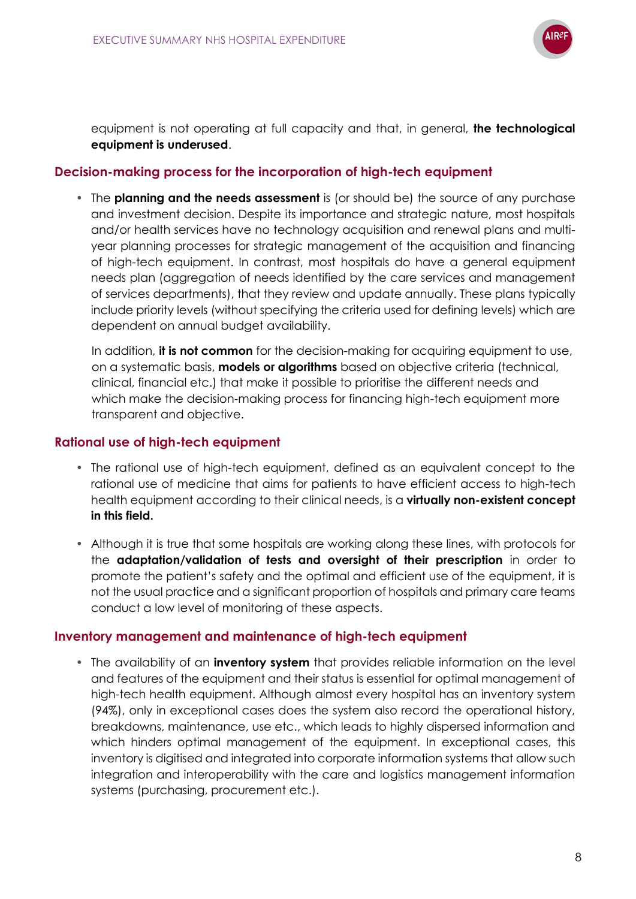equipment is not operating at full capacity and that, in general, **the technological equipment is underused**.

### Decision-making process for the incorporation of high-tech equipment

- The **planning and the needs assessment** is (or should be) the source of any purchase and investment decision. Despite its importance and strategic nature, most hospitals and/or health services have no technology acquisition and renewal plans and multi-year planning processes for strategic management of the acquisition and financing of high-tech equipment. In contrast, most hospitals do have a general equipment needs plan (aggregation of needs identified by the care services and management of services departments), that they review and update annually. These plans typically include priority levels (without specifying the criteria used for defining levels) which are dependent on annual budget availability.

  In addition, **it is not common** for the decision-making for acquiring equipment to use, on a systematic basis, **models or algorithms** based on objective criteria (technical, clinical, financial etc.) that make it possible to prioritise the different needs and which make the decision-making process for financing high-tech equipment more transparent and objective.

### Rational use of high-tech equipment

- The rational use of high-tech equipment, defined as an equivalent concept to the rational use of medicine that aims for patients to have efficient access to high-tech health equipment according to their clinical needs, is a **virtually non-existent concept in this field.**

- Although it is true that some hospitals are working along these lines, with protocols for the **adaptation/validation of tests and oversight of their prescription** in order to promote the patient's safety and the optimal and efficient use of the equipment, it is not the usual practice and a significant proportion of hospitals and primary care teams conduct a low level of monitoring of these aspects.

### Inventory management and maintenance of high-tech equipment

- The availability of an **inventory system** that provides reliable information on the level and features of the equipment and their status is essential for optimal management of high-tech health equipment. Although almost every hospital has an inventory system (94%), only in exceptional cases does the system also record the operational history, breakdowns, maintenance, use etc., which leads to highly dispersed information and which hinders optimal management of the equipment. In exceptional cases, this inventory is digitised and integrated into corporate information systems that allow such integration and interoperability with the care and logistics management information systems (purchasing, procurement etc.).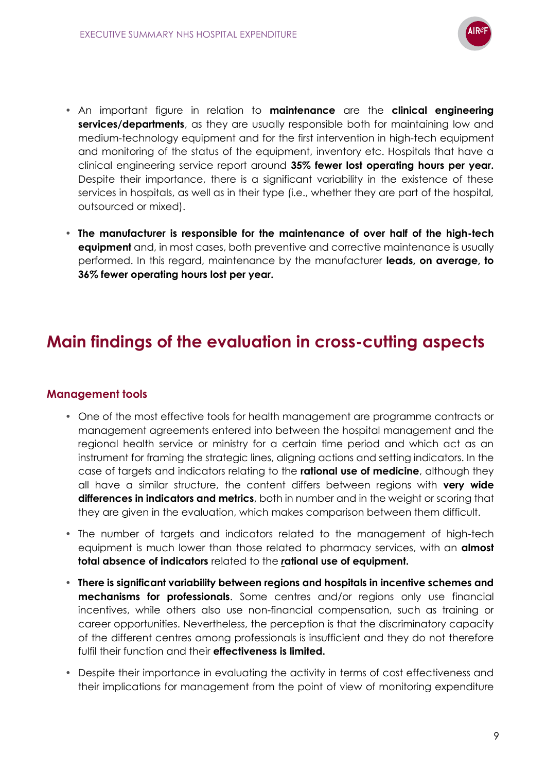- An important figure in relation to **maintenance** are the **clinical engineering services/departments**, as they are usually responsible both for maintaining low and medium-technology equipment and for the first intervention in high-tech equipment and monitoring of the status of the equipment, inventory etc. Hospitals that have a clinical engineering service report around **35% fewer lost operating hours per year.** Despite their importance, there is a significant variability in the existence of these services in hospitals, as well as in their type (i.e., whether they are part of the hospital, outsourced or mixed).

- **The manufacturer is responsible for the maintenance of over half of the high-tech equipment** and, in most cases, both preventive and corrective maintenance is usually performed. In this regard, maintenance by the manufacturer **leads, on average, to 36% fewer operating hours lost per year.**

## Main findings of the evaluation in cross-cutting aspects

### Management tools

- One of the most effective tools for health management are programme contracts or management agreements entered into between the hospital management and the regional health service or ministry for a certain time period and which act as an instrument for framing the strategic lines, aligning actions and setting indicators. In the case of targets and indicators relating to the **rational use of medicine**, although they all have a similar structure, the content differs between regions with **very wide differences in indicators and metrics**, both in number and in the weight or scoring that they are given in the evaluation, which makes comparison between them difficult.

- The number of targets and indicators related to the management of high-tech equipment is much lower than those related to pharmacy services, with an **almost total absence of indicators** related to the **rational use of equipment.**

- **There is significant variability between regions and hospitals in incentive schemes and mechanisms for professionals**. Some centres and/or regions only use financial incentives, while others also use non-financial compensation, such as training or career opportunities. Nevertheless, the perception is that the discriminatory capacity of the different centres among professionals is insufficient and they do not therefore fulfil their function and their **effectiveness is limited.**

- Despite their importance in evaluating the activity in terms of cost effectiveness and their implications for management from the point of view of monitoring expenditure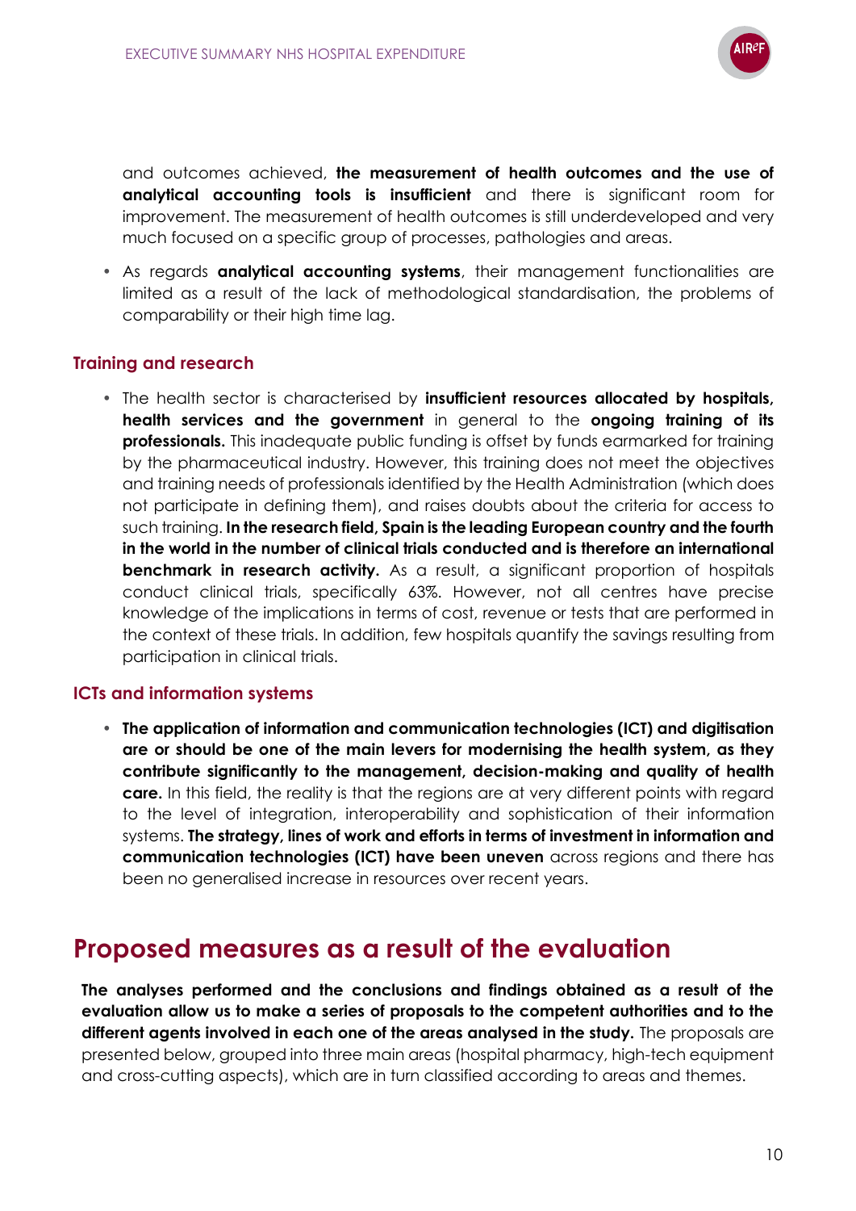and outcomes achieved, **the measurement of health outcomes and the use of analytical accounting tools is insufficient** and there is significant room for improvement. The measurement of health outcomes is still underdeveloped and very much focused on a specific group of processes, pathologies and areas.

- As regards **analytical accounting systems**, their management functionalities are limited as a result of the lack of methodological standardisation, the problems of comparability or their high time lag.

### Training and research

- The health sector is characterised by **insufficient resources allocated by hospitals, health services and the government** in general to the **ongoing training of its professionals.** This inadequate public funding is offset by funds earmarked for training by the pharmaceutical industry. However, this training does not meet the objectives and training needs of professionals identified by the Health Administration (which does not participate in defining them), and raises doubts about the criteria for access to such training. **In the research field, Spain is the leading European country and the fourth in the world in the number of clinical trials conducted and is therefore an international benchmark in research activity.** As a result, a significant proportion of hospitals conduct clinical trials, specifically 63%. However, not all centres have precise knowledge of the implications in terms of cost, revenue or tests that are performed in the context of these trials. In addition, few hospitals quantify the savings resulting from participation in clinical trials.

### ICTs and information systems

- **The application of information and communication technologies (ICT) and digitisation are or should be one of the main levers for modernising the health system, as they contribute significantly to the management, decision-making and quality of health care.** In this field, the reality is that the regions are at very different points with regard to the level of integration, interoperability and sophistication of their information systems. **The strategy, lines of work and efforts in terms of investment in information and communication technologies (ICT) have been uneven** across regions and there has been no generalised increase in resources over recent years.

## Proposed measures as a result of the evaluation

**The analyses performed and the conclusions and findings obtained as a result of the evaluation allow us to make a series of proposals to the competent authorities and to the different agents involved in each one of the areas analysed in the study.** The proposals are presented below, grouped into three main areas (hospital pharmacy, high-tech equipment and cross-cutting aspects), which are in turn classified according to areas and themes.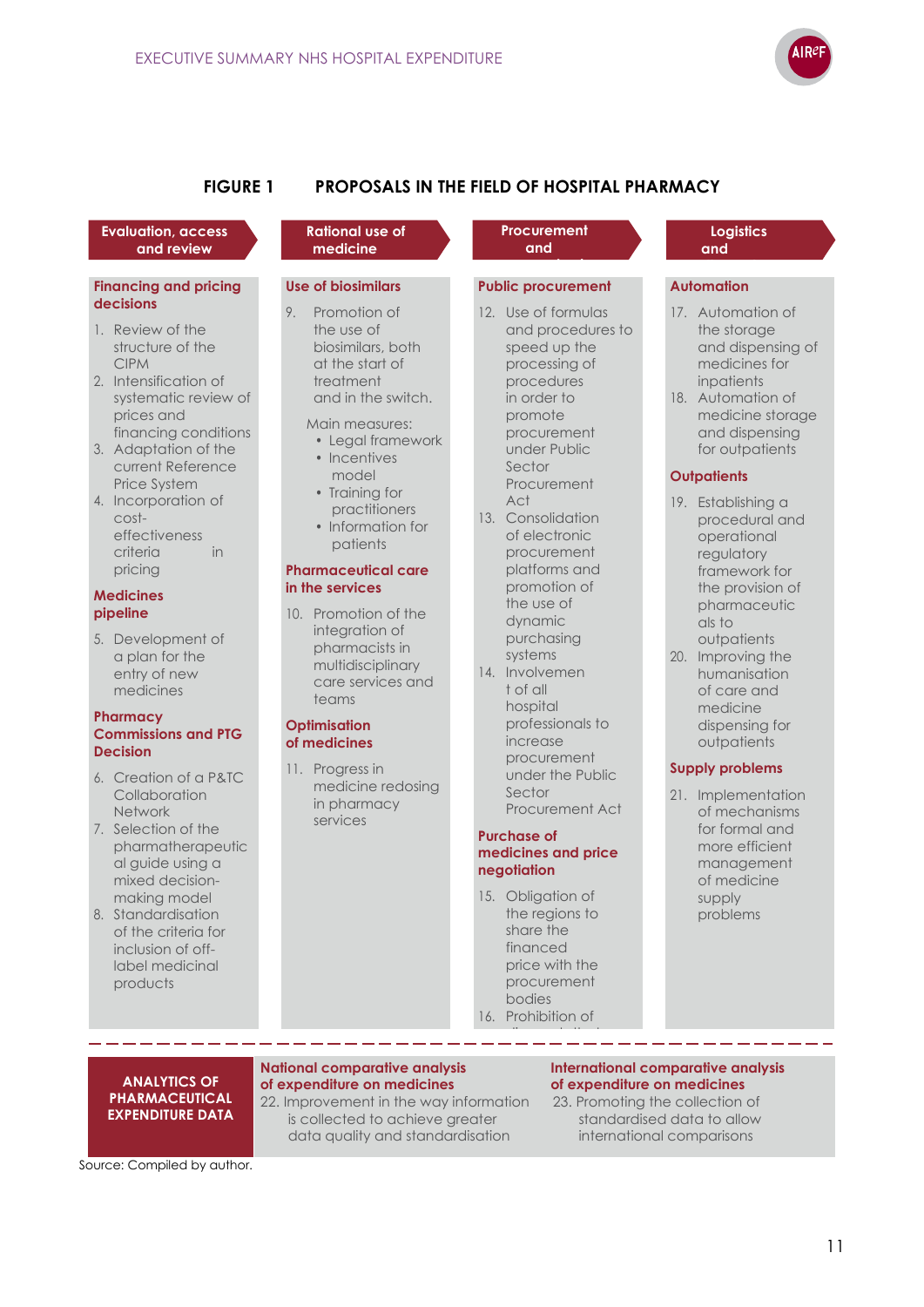## FIGURE 1 PROPOSALS IN THE FIELD OF HOSPITAL PHARMACY

### Evaluation, access and review

**Financing and pricing decisions**

1. Review of the structure of the CIPM
2. Intensification of systematic review of prices and financing conditions
3. Adaptation of the current Reference Price System
4. Incorporation of cost-effectiveness criteria in pricing

**Medicines pipeline**

5. Development of a plan for the entry of new medicines

**Pharmacy Commissions and PTG Decision**

6. Creation of a P&TC Collaboration Network
7. Selection of the pharmatherapeutical guide using a mixed decision-making model
8. Standardisation of the criteria for inclusion of off-label medicinal products

### Rational use of medicine

**Use of biosimilars**

9. Promotion of the use of biosimilars, both at the start of treatment and in the switch.

Main measures:

- Legal framework
- Incentives model
- Training for practitioners
- Information for patients

**Pharmaceutical care in the services**

10. Promotion of the integration of pharmacists in multidisciplinary care services and teams

**Optimisation of medicines**

11. Progress in medicine redosing in pharmacy services

### Procurement and

**Public procurement**

12. Use of formulas and procedures to speed up the processing of procedures in order to promote procurement under Public Sector Procurement Act
13. Consolidation of electronic procurement platforms and promotion of the use of dynamic purchasing systems
14. Involvement of all hospital professionals to increase procurement under the Public Sector Procurement Act

**Purchase of medicines and price negotiation**

15. Obligation of the regions to share the financed price with the procurement bodies
16. Prohibition of

### Logistics and

**Automation**

17. Automation of the storage and dispensing of medicines for inpatients
18. Automation of medicine storage and dispensing for outpatients

**Outpatients**

19. Establishing a procedural and operational regulatory framework for the provision of pharmaceuticals to outpatients
20. Improving the humanisation of care and medicine dispensing for outpatients

**Supply problems**

21. Implementation of mechanisms for formal and more efficient management of medicine supply problems

### ANALYTICS OF PHARMACEUTICAL EXPENDITURE DATA

**National comparative analysis of expenditure on medicines**

22. Improvement in the way information is collected to achieve greater data quality and standardisation

**International comparative analysis of expenditure on medicines**

23. Promoting the collection of standardised data to allow international comparisons

Source: Compiled by author.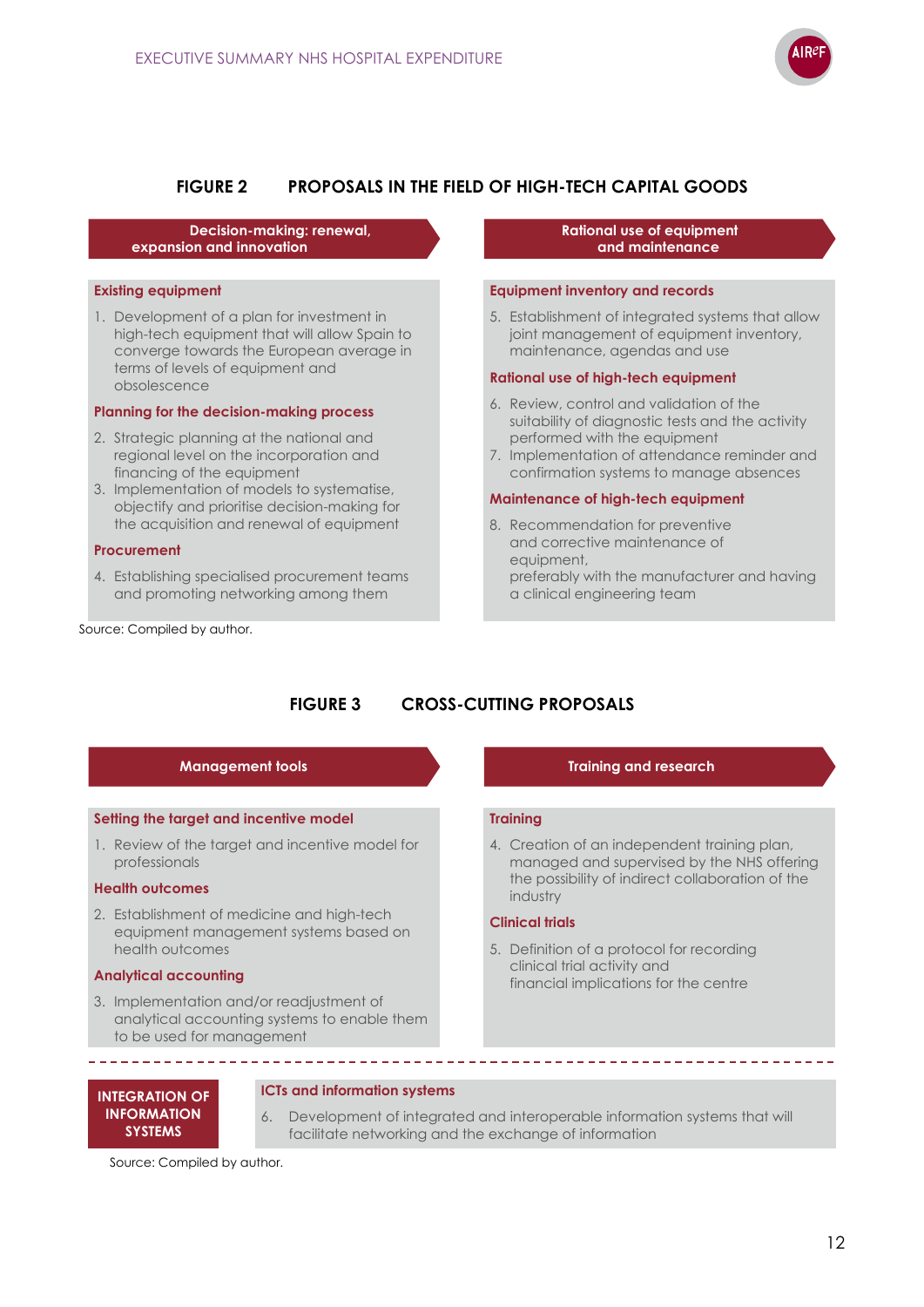## FIGURE 2 PROPOSALS IN THE FIELD OF HIGH-TECH CAPITAL GOODS

### Decision-making: renewal, expansion and innovation

**Existing equipment**

1. Development of a plan for investment in high-tech equipment that will allow Spain to converge towards the European average in terms of levels of equipment and obsolescence

**Planning for the decision-making process**

2. Strategic planning at the national and regional level on the incorporation and financing of the equipment
3. Implementation of models to systematise, objectify and prioritise decision-making for the acquisition and renewal of equipment

**Procurement**

4. Establishing specialised procurement teams and promoting networking among them

### Rational use of equipment and maintenance

**Equipment inventory and records**

5. Establishment of integrated systems that allow joint management of equipment inventory, maintenance, agendas and use

**Rational use of high-tech equipment**

6. Review, control and validation of the suitability of diagnostic tests and the activity performed with the equipment
7. Implementation of attendance reminder and confirmation systems to manage absences

**Maintenance of high-tech equipment**

8. Recommendation for preventive and corrective maintenance of equipment, preferably with the manufacturer and having a clinical engineering team

Source: Compiled by author.

## FIGURE 3 CROSS-CUTTING PROPOSALS

### Management tools

**Setting the target and incentive model**

1. Review of the target and incentive model for professionals

**Health outcomes**

2. Establishment of medicine and high-tech equipment management systems based on health outcomes

**Analytical accounting**

3. Implementation and/or readjustment of analytical accounting systems to enable them to be used for management

### Training and research

**Training**

4. Creation of an independent training plan, managed and supervised by the NHS offering the possibility of indirect collaboration of the industry

**Clinical trials**

5. Definition of a protocol for recording clinical trial activity and financial implications for the centre

### INTEGRATION OF INFORMATION SYSTEMS

**ICTs and information systems**

6. Development of integrated and interoperable information systems that will facilitate networking and the exchange of information

Source: Compiled by author.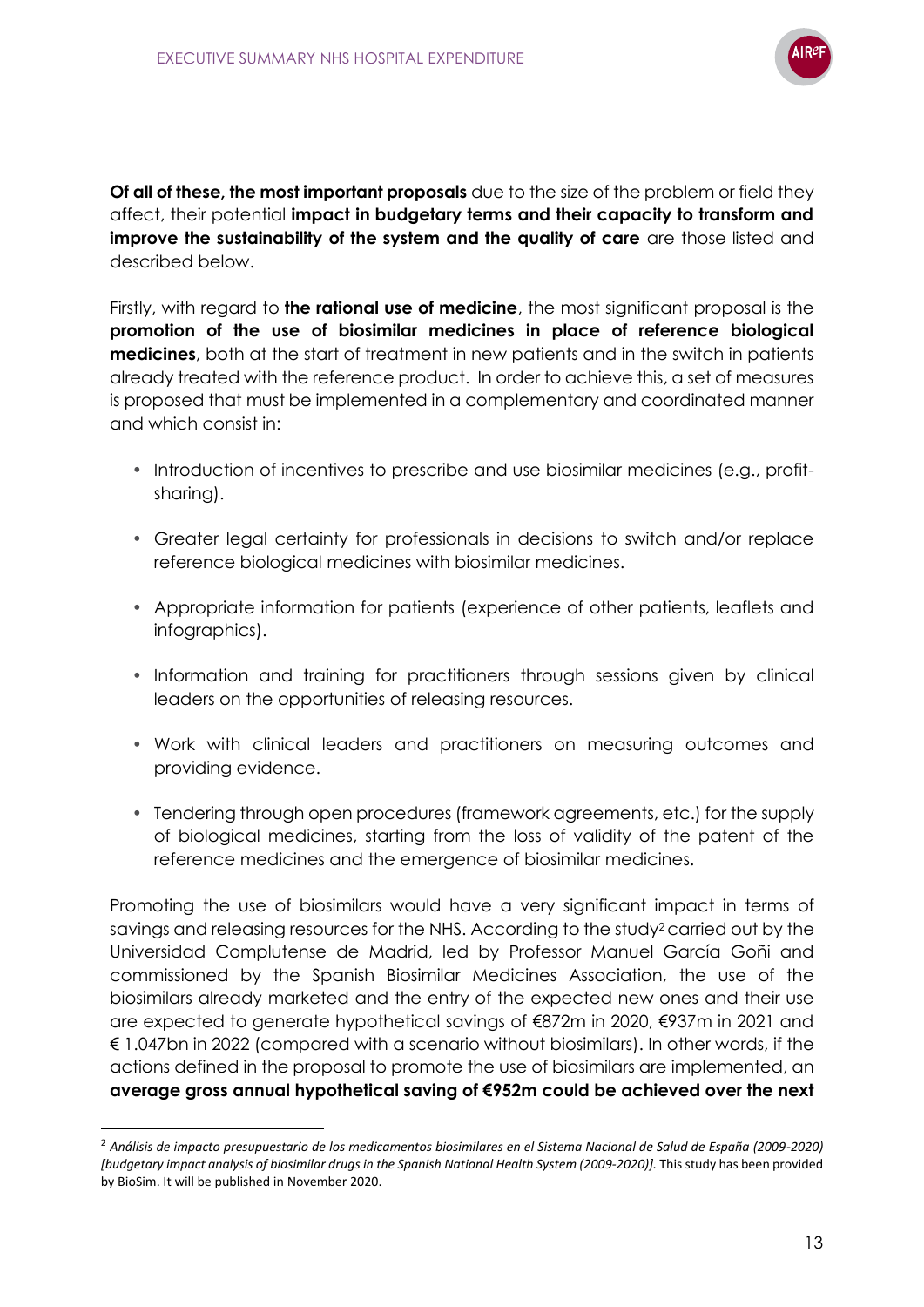**Of all of these, the most important proposals** due to the size of the problem or field they affect, their potential **impact in budgetary terms and their capacity to transform and improve the sustainability of the system and the quality of care** are those listed and described below.

Firstly, with regard to **the rational use of medicine**, the most significant proposal is the **promotion of the use of biosimilar medicines in place of reference biological medicines**, both at the start of treatment in new patients and in the switch in patients already treated with the reference product. In order to achieve this, a set of measures is proposed that must be implemented in a complementary and coordinated manner and which consist in:

- Introduction of incentives to prescribe and use biosimilar medicines (e.g., profit-sharing).
- Greater legal certainty for professionals in decisions to switch and/or replace reference biological medicines with biosimilar medicines.
- Appropriate information for patients (experience of other patients, leaflets and infographics).
- Information and training for practitioners through sessions given by clinical leaders on the opportunities of releasing resources.
- Work with clinical leaders and practitioners on measuring outcomes and providing evidence.
- Tendering through open procedures (framework agreements, etc.) for the supply of biological medicines, starting from the loss of validity of the patent of the reference medicines and the emergence of biosimilar medicines.

Promoting the use of biosimilars would have a very significant impact in terms of savings and releasing resources for the NHS. According to the study[2] carried out by the Universidad Complutense de Madrid, led by Professor Manuel García Goñi and commissioned by the Spanish Biosimilar Medicines Association, the use of the biosimilars already marketed and the entry of the expected new ones and their use are expected to generate hypothetical savings of €872m in 2020, €937m in 2021 and € 1.047bn in 2022 (compared with a scenario without biosimilars). In other words, if the actions defined in the proposal to promote the use of biosimilars are implemented, an **average gross annual hypothetical saving of €952m could be achieved over the next**

[2] *Análisis de impacto presupuestario de los medicamentos biosimilares en el Sistema Nacional de Salud de España (2009-2020) [budgetary impact analysis of biosimilar drugs in the Spanish National Health System (2009-2020)].* This study has been provided by BioSim. It will be published in November 2020.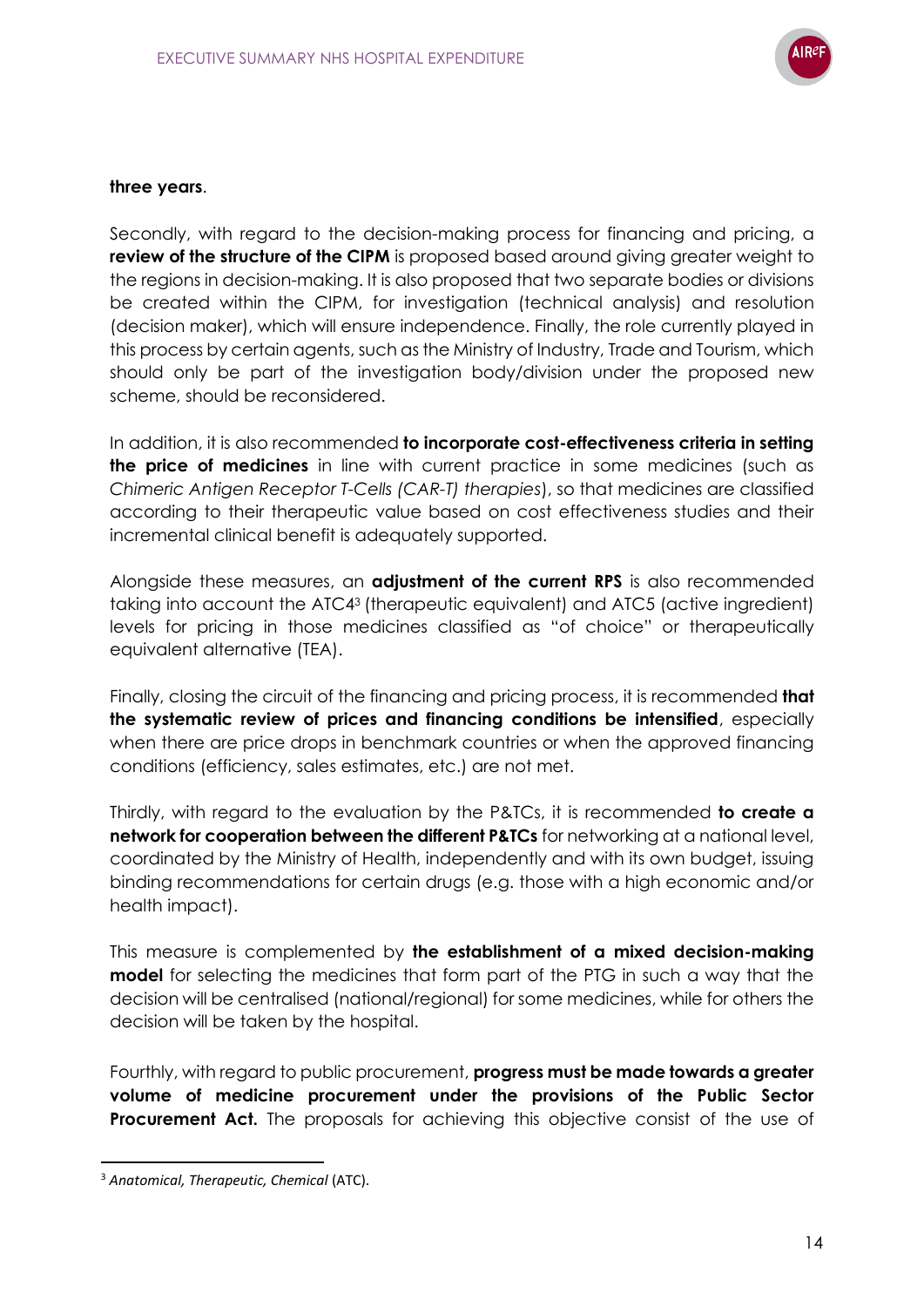**three years**.

Secondly, with regard to the decision-making process for financing and pricing, a **review of the structure of the CIPM** is proposed based around giving greater weight to the regions in decision-making. It is also proposed that two separate bodies or divisions be created within the CIPM, for investigation (technical analysis) and resolution (decision maker), which will ensure independence. Finally, the role currently played in this process by certain agents, such as the Ministry of Industry, Trade and Tourism, which should only be part of the investigation body/division under the proposed new scheme, should be reconsidered.

In addition, it is also recommended **to incorporate cost-effectiveness criteria in setting the price of medicines** in line with current practice in some medicines (such as *Chimeric Antigen Receptor T-Cells (CAR-T) therapies*), so that medicines are classified according to their therapeutic value based on cost effectiveness studies and their incremental clinical benefit is adequately supported.

Alongside these measures, an **adjustment of the current RPS** is also recommended taking into account the ATC4[3] (therapeutic equivalent) and ATC5 (active ingredient) levels for pricing in those medicines classified as "of choice" or therapeutically equivalent alternative (TEA).

Finally, closing the circuit of the financing and pricing process, it is recommended **that the systematic review of prices and financing conditions be intensified**, especially when there are price drops in benchmark countries or when the approved financing conditions (efficiency, sales estimates, etc.) are not met.

Thirdly, with regard to the evaluation by the P&TCs, it is recommended **to create a network for cooperation between the different P&TCs** for networking at a national level, coordinated by the Ministry of Health, independently and with its own budget, issuing binding recommendations for certain drugs (e.g. those with a high economic and/or health impact).

This measure is complemented by **the establishment of a mixed decision-making model** for selecting the medicines that form part of the PTG in such a way that the decision will be centralised (national/regional) for some medicines, while for others the decision will be taken by the hospital.

Fourthly, with regard to public procurement, **progress must be made towards a greater volume of medicine procurement under the provisions of the Public Sector Procurement Act.** The proposals for achieving this objective consist of the use of

[3] *Anatomical, Therapeutic, Chemical* (ATC).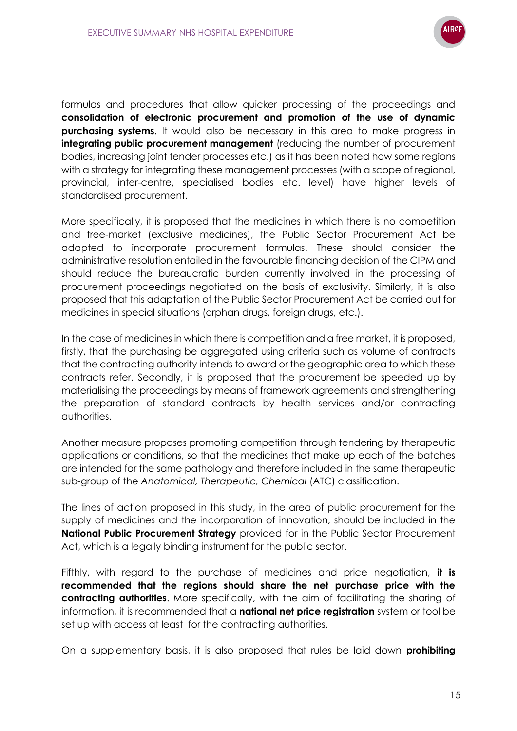formulas and procedures that allow quicker processing of the proceedings and **consolidation of electronic procurement and promotion of the use of dynamic purchasing systems**. It would also be necessary in this area to make progress in **integrating public procurement management** (reducing the number of procurement bodies, increasing joint tender processes etc.) as it has been noted how some regions with a strategy for integrating these management processes (with a scope of regional, provincial, inter-centre, specialised bodies etc. level) have higher levels of standardised procurement.

More specifically, it is proposed that the medicines in which there is no competition and free-market (exclusive medicines), the Public Sector Procurement Act be adapted to incorporate procurement formulas. These should consider the administrative resolution entailed in the favourable financing decision of the CIPM and should reduce the bureaucratic burden currently involved in the processing of procurement proceedings negotiated on the basis of exclusivity. Similarly, it is also proposed that this adaptation of the Public Sector Procurement Act be carried out for medicines in special situations (orphan drugs, foreign drugs, etc.).

In the case of medicines in which there is competition and a free market, it is proposed, firstly, that the purchasing be aggregated using criteria such as volume of contracts that the contracting authority intends to award or the geographic area to which these contracts refer. Secondly, it is proposed that the procurement be speeded up by materialising the proceedings by means of framework agreements and strengthening the preparation of standard contracts by health services and/or contracting authorities.

Another measure proposes promoting competition through tendering by therapeutic applications or conditions, so that the medicines that make up each of the batches are intended for the same pathology and therefore included in the same therapeutic sub-group of the *Anatomical, Therapeutic, Chemical* (ATC) classification.

The lines of action proposed in this study, in the area of public procurement for the supply of medicines and the incorporation of innovation, should be included in the **National Public Procurement Strategy** provided for in the Public Sector Procurement Act, which is a legally binding instrument for the public sector.

Fifthly, with regard to the purchase of medicines and price negotiation, **it is recommended that the regions should share the net purchase price with the contracting authorities**. More specifically, with the aim of facilitating the sharing of information, it is recommended that a **national net price registration** system or tool be set up with access at least for the contracting authorities.

On a supplementary basis, it is also proposed that rules be laid down **prohibiting**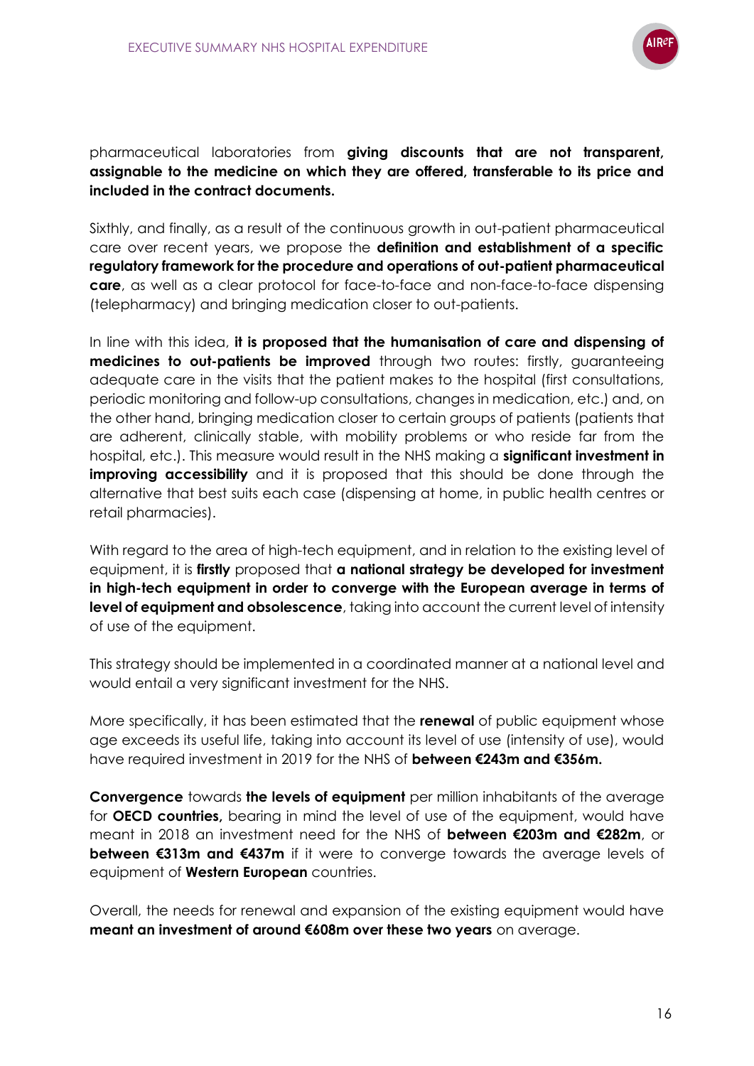pharmaceutical laboratories from **giving discounts that are not transparent, assignable to the medicine on which they are offered, transferable to its price and included in the contract documents.**

Sixthly, and finally, as a result of the continuous growth in out-patient pharmaceutical care over recent years, we propose the **definition and establishment of a specific regulatory framework for the procedure and operations of out-patient pharmaceutical care**, as well as a clear protocol for face-to-face and non-face-to-face dispensing (telepharmacy) and bringing medication closer to out-patients.

In line with this idea, **it is proposed that the humanisation of care and dispensing of medicines to out-patients be improved** through two routes: firstly, guaranteeing adequate care in the visits that the patient makes to the hospital (first consultations, periodic monitoring and follow-up consultations, changes in medication, etc.) and, on the other hand, bringing medication closer to certain groups of patients (patients that are adherent, clinically stable, with mobility problems or who reside far from the hospital, etc.). This measure would result in the NHS making a **significant investment in improving accessibility** and it is proposed that this should be done through the alternative that best suits each case (dispensing at home, in public health centres or retail pharmacies).

With regard to the area of high-tech equipment, and in relation to the existing level of equipment, it is **firstly** proposed that **a national strategy be developed for investment in high-tech equipment in order to converge with the European average in terms of level of equipment and obsolescence**, taking into account the current level of intensity of use of the equipment.

This strategy should be implemented in a coordinated manner at a national level and would entail a very significant investment for the NHS.

More specifically, it has been estimated that the **renewal** of public equipment whose age exceeds its useful life, taking into account its level of use (intensity of use), would have required investment in 2019 for the NHS of **between €243m and €356m.**

**Convergence** towards **the levels of equipment** per million inhabitants of the average for **OECD countries,** bearing in mind the level of use of the equipment, would have meant in 2018 an investment need for the NHS of **between €203m and €282m**, or **between €313m and €437m** if it were to converge towards the average levels of equipment of **Western European** countries.

Overall, the needs for renewal and expansion of the existing equipment would have **meant an investment of around €608m over these two years** on average.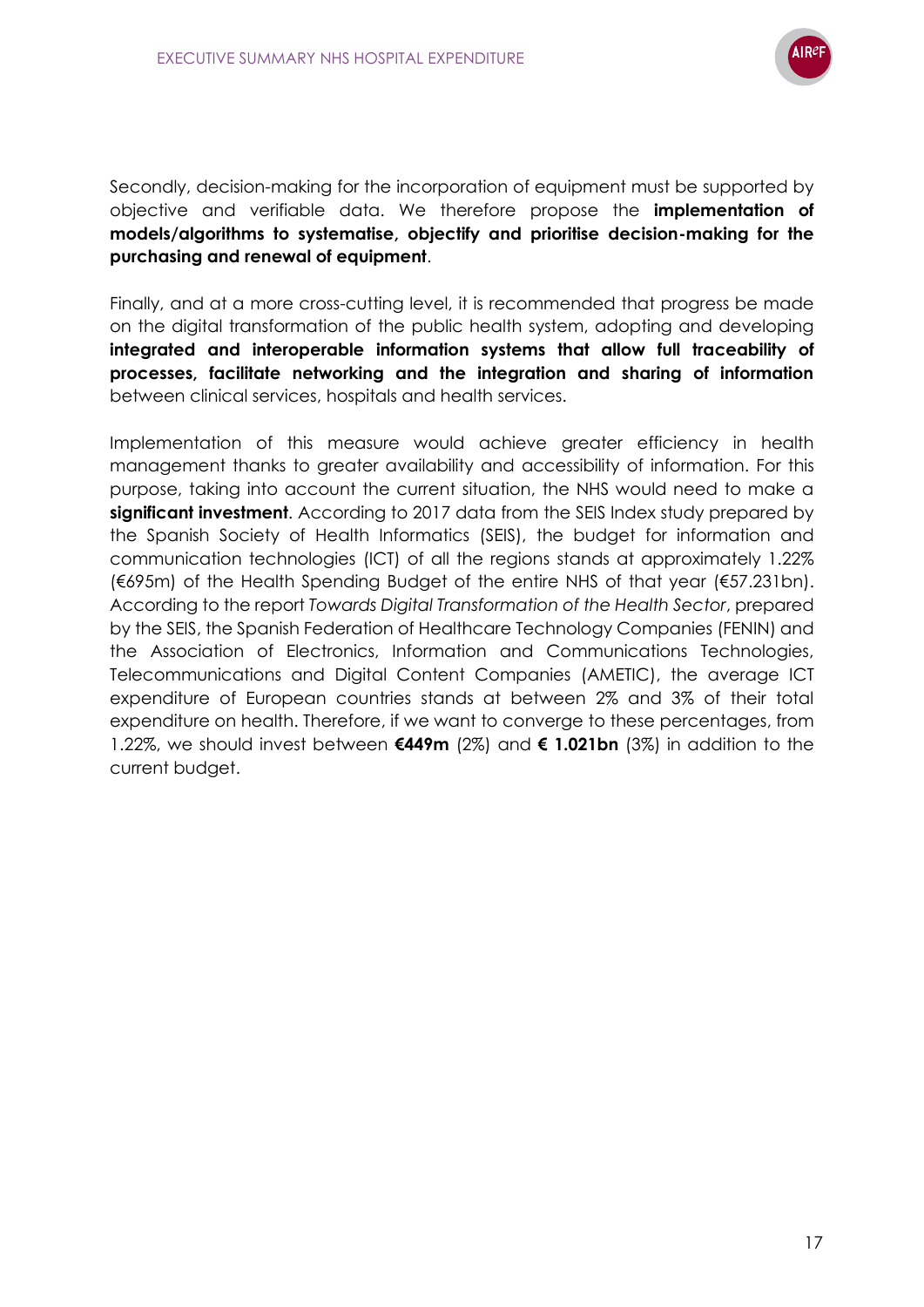Secondly, decision-making for the incorporation of equipment must be supported by objective and verifiable data. We therefore propose the **implementation of models/algorithms to systematise, objectify and prioritise decision-making for the purchasing and renewal of equipment**.

Finally, and at a more cross-cutting level, it is recommended that progress be made on the digital transformation of the public health system, adopting and developing **integrated and interoperable information systems that allow full traceability of processes, facilitate networking and the integration and sharing of information** between clinical services, hospitals and health services.

Implementation of this measure would achieve greater efficiency in health management thanks to greater availability and accessibility of information. For this purpose, taking into account the current situation, the NHS would need to make a **significant investment**. According to 2017 data from the SEIS Index study prepared by the Spanish Society of Health Informatics (SEIS), the budget for information and communication technologies (ICT) of all the regions stands at approximately 1.22% (€695m) of the Health Spending Budget of the entire NHS of that year (€57.231bn). According to the report *Towards Digital Transformation of the Health Sector*, prepared by the SEIS, the Spanish Federation of Healthcare Technology Companies (FENIN) and the Association of Electronics, Information and Communications Technologies, Telecommunications and Digital Content Companies (AMETIC), the average ICT expenditure of European countries stands at between 2% and 3% of their total expenditure on health. Therefore, if we want to converge to these percentages, from 1.22%, we should invest between **€449m** (2%) and **€ 1.021bn** (3%) in addition to the current budget.